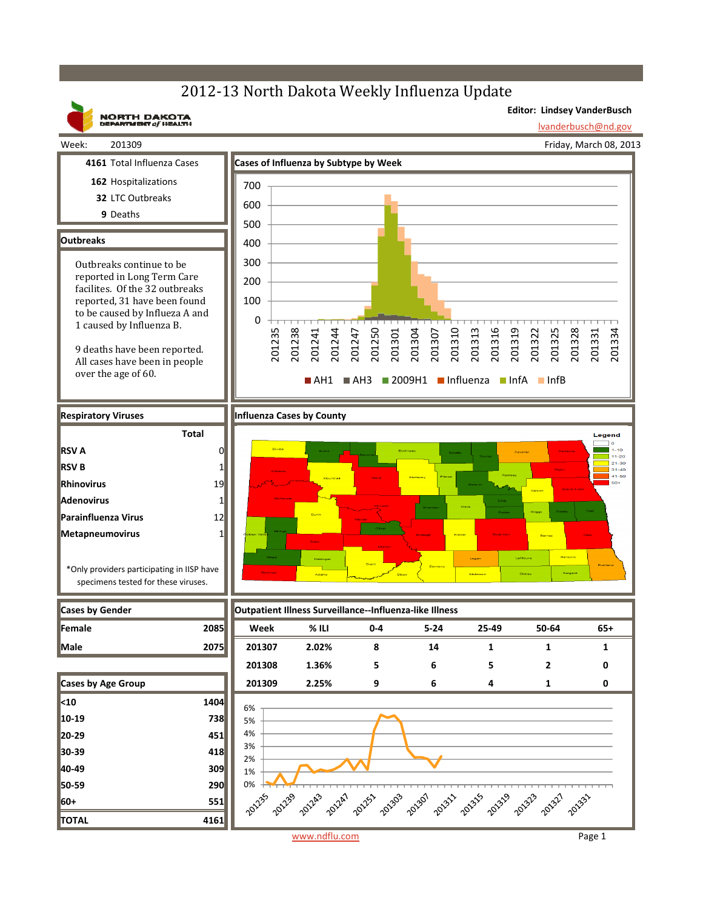# 2012-13 North Dakota Weekly Influenza Update

NORTH DAKOTA DEPARTMENT of HEALTH

**Editor: Lindsey VanderBusch**
lvanderbusch@nd.gov

Week: 201309

Friday, March 08, 2013

**4161** Total Influenza Cases

**162** Hospitalizations

**32** LTC Outbreaks

**9** Deaths

## Outbreaks

Outbreaks continue to be reported in Long Term Care facilites. Of the 32 outbreaks reported, 31 have been found to be caused by Influeza A and 1 caused by Influenza B.

9 deaths have been reported. All cases have been in people over the age of 60.

## Cases of Influenza by Subtype by Week

AH1 | AH3 | 2009H1 | Influenza | InfA | InfB

## Respiratory Viruses

| | Total |
|---|---|
| RSV A | 0 |
| RSV B | 1 |
| Rhinovirus | 19 |
| Adenovirus | 1 |
| Parainfluenza Virus | 12 |
| Metapneumovirus | 1 |

*Only providers participating in IISP have specimens tested for these viruses.

## Influenza Cases by County

Legend: 0, 1-10, 11-20, 21-30, 31-40, 41-50, 50+

## Cases by Gender

| | |
|---|---|
| Female | 2085 |
| Male | 2075 |

## Cases by Age Group

| | |
|---|---|
| <10 | 1404 |
| 10-19 | 738 |
| 20-29 | 451 |
| 30-39 | 418 |
| 40-49 | 309 |
| 50-59 | 290 |
| 60+ | 551 |
| **TOTAL** | **4161** |

## Outpatient Illness Surveillance--Influenza-like Illness

| Week | % ILI | 0-4 | 5-24 | 25-49 | 50-64 | 65+ |
|---|---|---|---|---|---|---|
| 201307 | 2.02% | 8 | 14 | 1 | 1 | 1 |
| 201308 | 1.36% | 5 | 6 | 5 | 2 | 0 |
| 201309 | 2.25% | 9 | 6 | 4 | 1 | 0 |

www.ndflu.com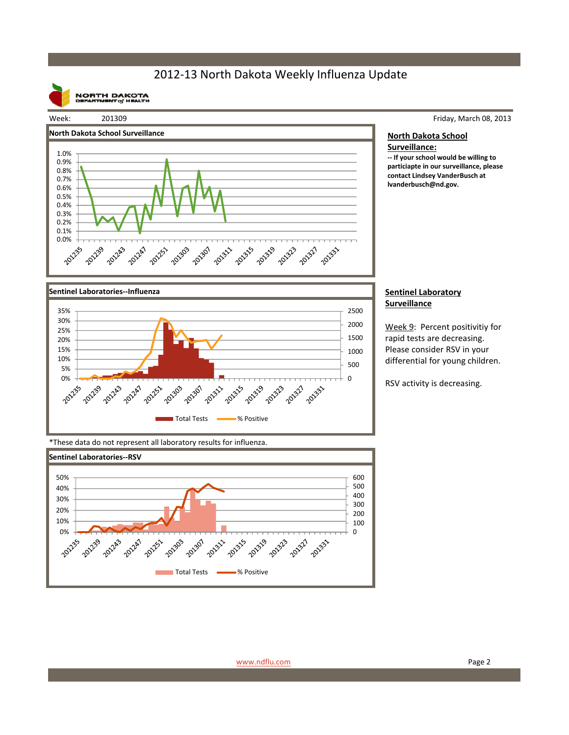# 2012-13 North Dakota Weekly Influenza Update

NORTH DAKOTA DEPARTMENT of HEALTH

Week: 201309

Friday, March 08, 2013

## North Dakota School Surveillance

1.0%
0.9%
0.8%
0.7%
0.6%
0.5%
0.4%
0.3%
0.2%
0.1%
0.0%

201235 201239 201243 201247 201251 201303 201307 201311 201315 201319 201323 201327 201331

### North Dakota School Surveillance:

**-- If your school would be willing to particiapte in our surveillance, please contact Lindsey VanderBusch at lvanderbusch@nd.gov.**

## Sentinel Laboratories--Influenza

35%
30%
25%
20%
15%
10%
5%
0%

2500
2000
1500
1000
500
0

201235 201239 201243 201247 201251 201303 201307 201311 201315 201319 201323 201327 201331

Total Tests   % Positive

*These data do not represent all laboratory results for influenza.

### Sentinel Laboratory Surveillance

Week 9: Percent positivitiy for rapid tests are decreasing. Please consider RSV in your differential for young children.

RSV activity is decreasing.

## Sentinel Laboratories--RSV

50%
40%
30%
20%
10%
0%

600
500
400
300
200
100
0

201235 201239 201243 201247 201251 201303 201307 201311 201315 201319 201323 201327 201331

Total Tests   % Positive

www.ndflu.com